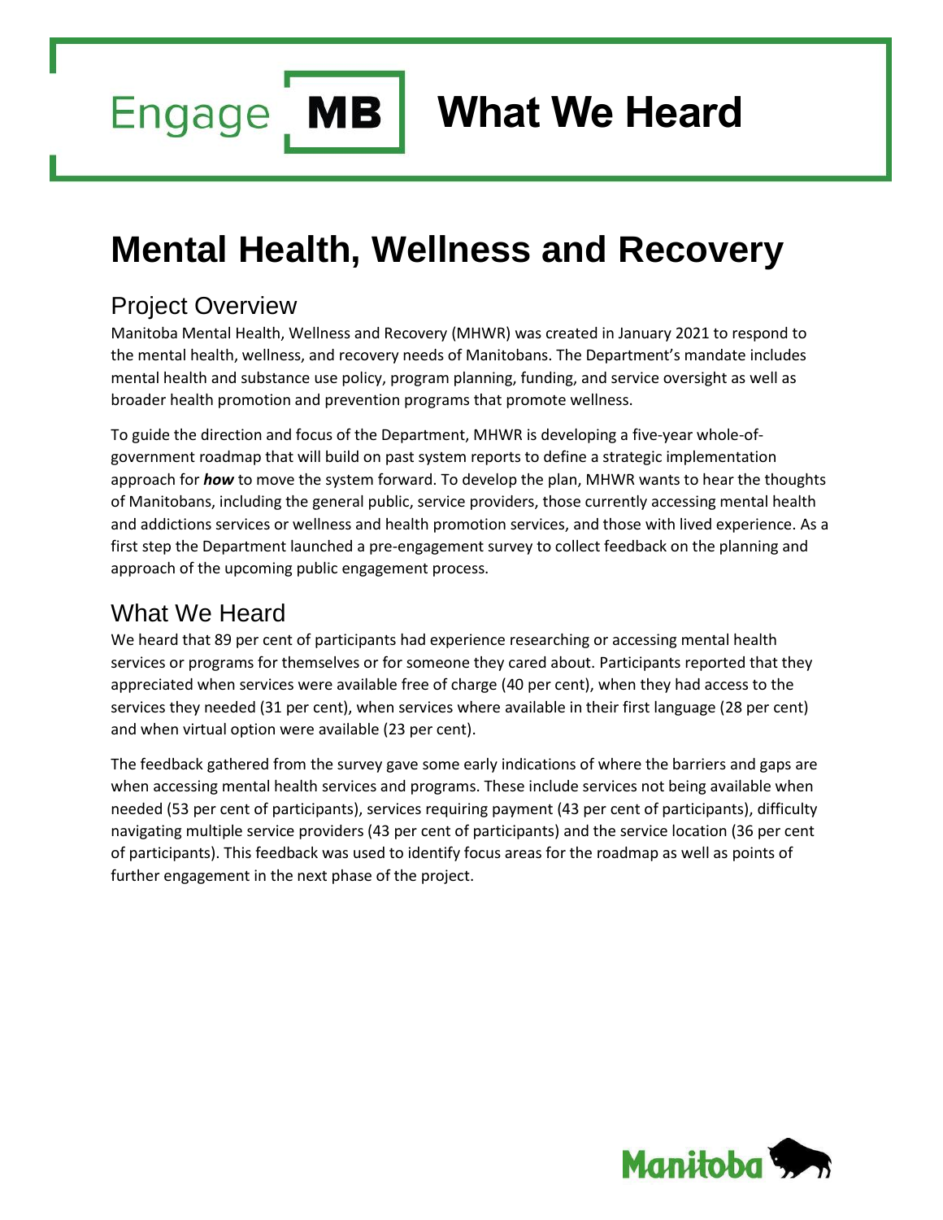Engage **MB** **What We Heard**

# Mental Health, Wellness and Recovery

## Project Overview

Manitoba Mental Health, Wellness and Recovery (MHWR) was created in January 2021 to respond to the mental health, wellness, and recovery needs of Manitobans. The Department's mandate includes mental health and substance use policy, program planning, funding, and service oversight as well as broader health promotion and prevention programs that promote wellness.

To guide the direction and focus of the Department, MHWR is developing a five-year whole-of-government roadmap that will build on past system reports to define a strategic implementation approach for ***how*** to move the system forward. To develop the plan, MHWR wants to hear the thoughts of Manitobans, including the general public, service providers, those currently accessing mental health and addictions services or wellness and health promotion services, and those with lived experience. As a first step the Department launched a pre-engagement survey to collect feedback on the planning and approach of the upcoming public engagement process.

## What We Heard

We heard that 89 per cent of participants had experience researching or accessing mental health services or programs for themselves or for someone they cared about. Participants reported that they appreciated when services were available free of charge (40 per cent), when they had access to the services they needed (31 per cent), when services where available in their first language (28 per cent) and when virtual option were available (23 per cent).

The feedback gathered from the survey gave some early indications of where the barriers and gaps are when accessing mental health services and programs. These include services not being available when needed (53 per cent of participants), services requiring payment (43 per cent of participants), difficulty navigating multiple service providers (43 per cent of participants) and the service location (36 per cent of participants). This feedback was used to identify focus areas for the roadmap as well as points of further engagement in the next phase of the project.

Manitoba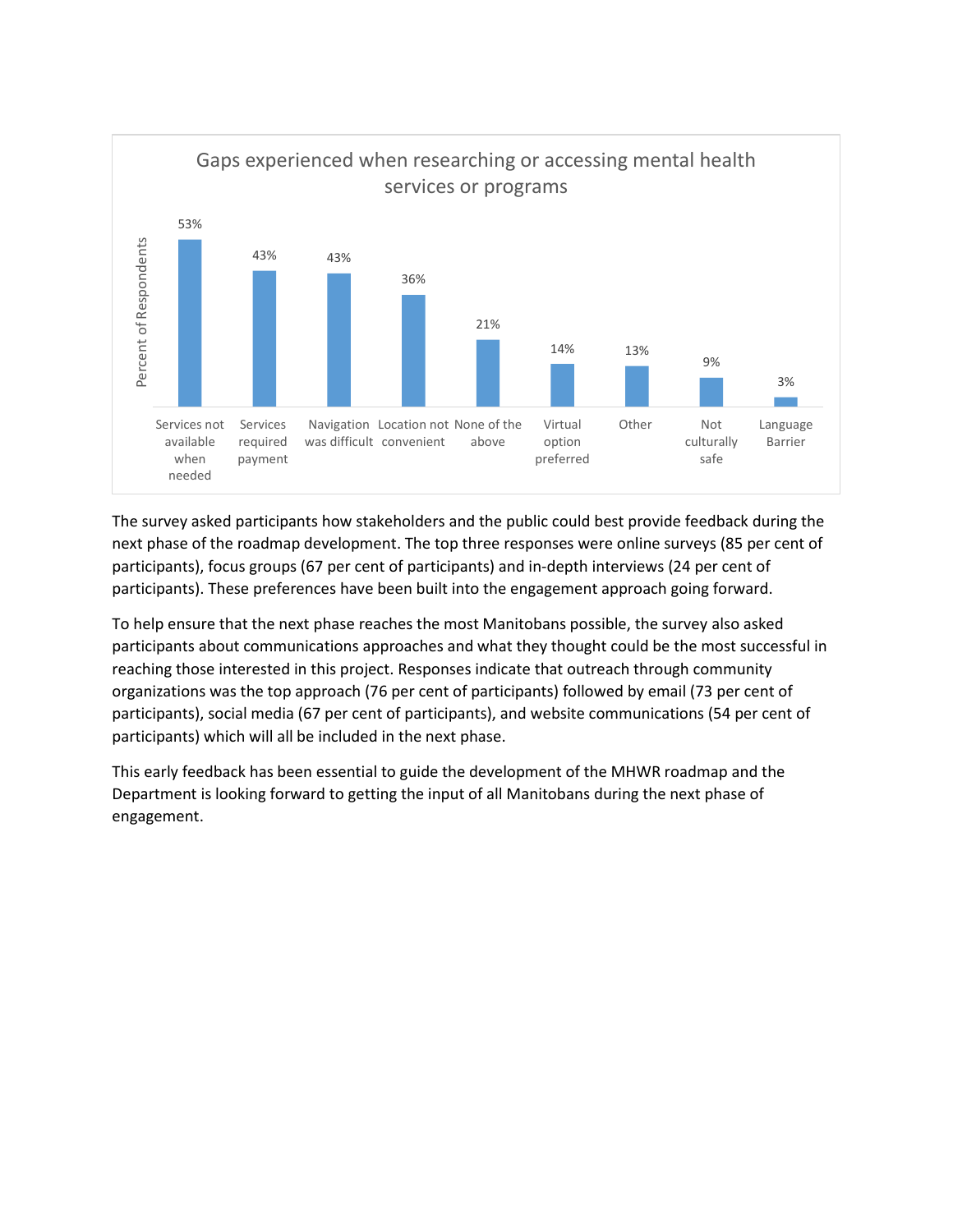Gaps experienced when researching or accessing mental health services or programs

Percent of Respondents

53%
43%
43%
36%
21%
14%
13%
9%
3%

Services not available when needed
Services required payment
Navigation was difficult
Location not convenient
None of the above
Virtual option preferred
Other
Not culturally safe
Language Barrier

The survey asked participants how stakeholders and the public could best provide feedback during the next phase of the roadmap development. The top three responses were online surveys (85 per cent of participants), focus groups (67 per cent of participants) and in-depth interviews (24 per cent of participants). These preferences have been built into the engagement approach going forward.

To help ensure that the next phase reaches the most Manitobans possible, the survey also asked participants about communications approaches and what they thought could be the most successful in reaching those interested in this project. Responses indicate that outreach through community organizations was the top approach (76 per cent of participants) followed by email (73 per cent of participants), social media (67 per cent of participants), and website communications (54 per cent of participants) which will all be included in the next phase.

This early feedback has been essential to guide the development of the MHWR roadmap and the Department is looking forward to getting the input of all Manitobans during the next phase of engagement.